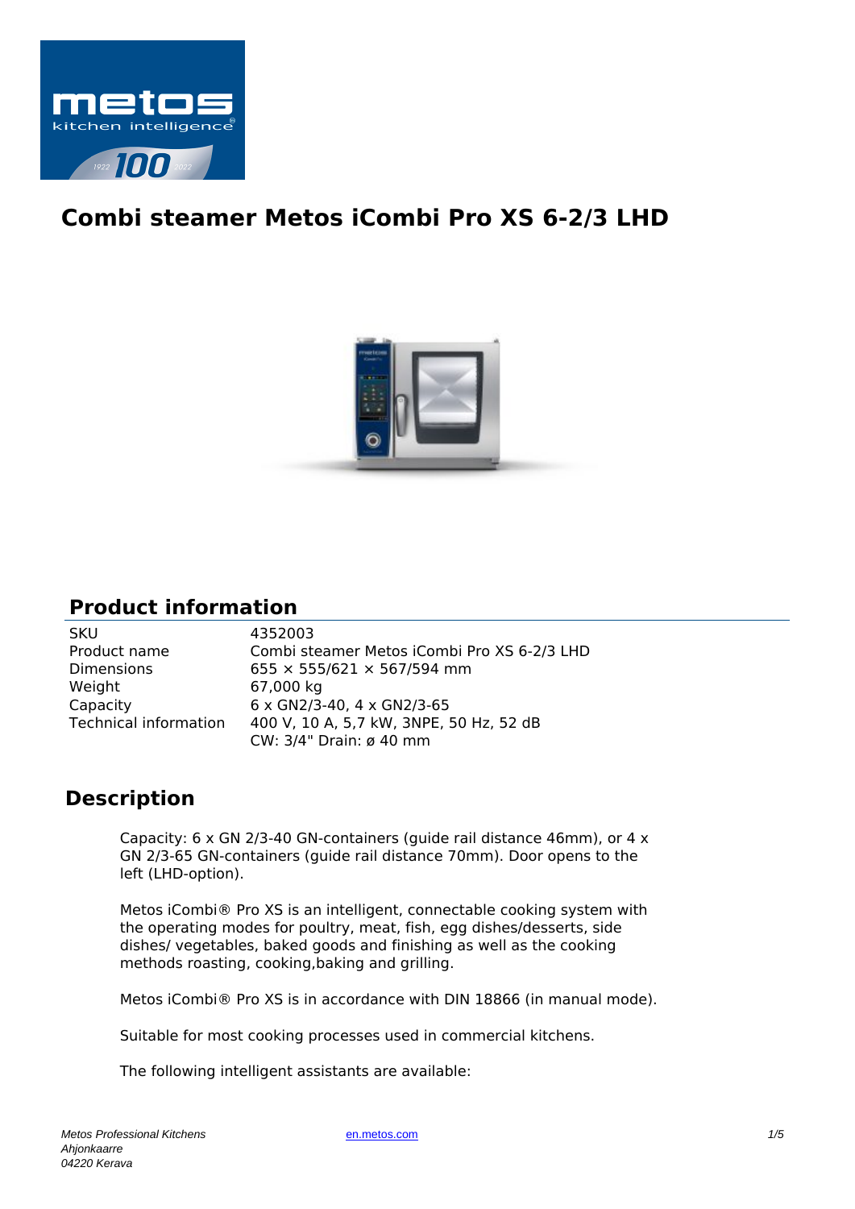# Combi steamer Metos iCombi Pro XS 6-2/3 LHD

## Product information

| | |
|---|---|
| SKU | 4352003 |
| Product name | Combi steamer Metos iCombi Pro XS 6-2/3 LHD |
| Dimensions | 655 × 555/621 × 567/594 mm |
| Weight | 67,000 kg |
| Capacity | 6 x GN2/3-40, 4 x GN2/3-65 |
| Technical information | 400 V, 10 A, 5,7 kW, 3NPE, 50 Hz, 52 dB<br>CW: 3/4" Drain: ø 40 mm |

## Description

Capacity: 6 x GN 2/3-40 GN-containers (guide rail distance 46mm), or 4 x GN 2/3-65 GN-containers (guide rail distance 70mm). Door opens to the left (LHD-option).

Metos iCombi® Pro XS is an intelligent, connectable cooking system with the operating modes for poultry, meat, fish, egg dishes/desserts, side dishes/ vegetables, baked goods and finishing as well as the cooking methods roasting, cooking,baking and grilling.

Metos iCombi® Pro XS is in accordance with DIN 18866 (in manual mode).

Suitable for most cooking processes used in commercial kitchens.

The following intelligent assistants are available: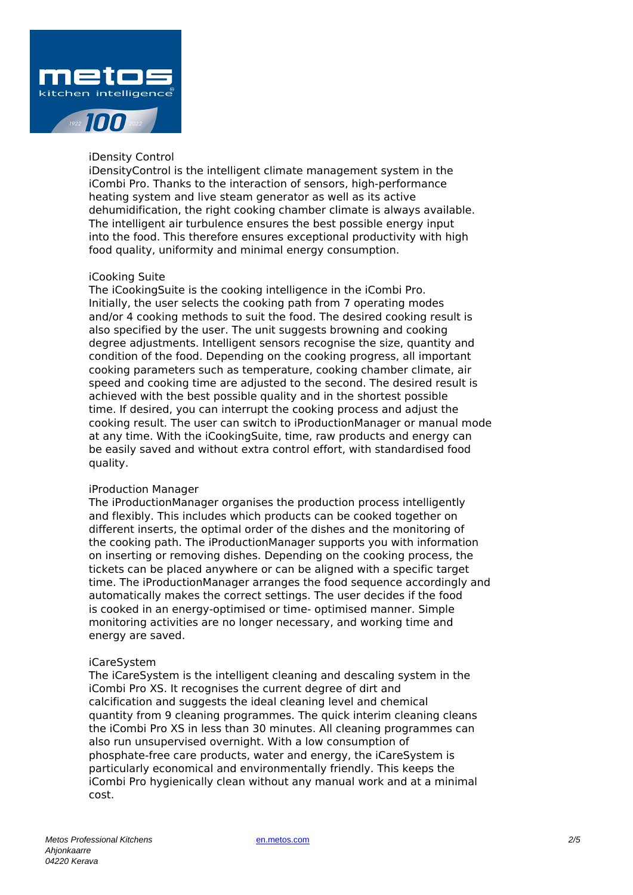iDensity Control

iDensityControl is the intelligent climate management system in the iCombi Pro. Thanks to the interaction of sensors, high-performance heating system and live steam generator as well as its active dehumidification, the right cooking chamber climate is always available. The intelligent air turbulence ensures the best possible energy input into the food. This therefore ensures exceptional productivity with high food quality, uniformity and minimal energy consumption.

iCooking Suite

The iCookingSuite is the cooking intelligence in the iCombi Pro. Initially, the user selects the cooking path from 7 operating modes and/or 4 cooking methods to suit the food. The desired cooking result is also specified by the user. The unit suggests browning and cooking degree adjustments. Intelligent sensors recognise the size, quantity and condition of the food. Depending on the cooking progress, all important cooking parameters such as temperature, cooking chamber climate, air speed and cooking time are adjusted to the second. The desired result is achieved with the best possible quality and in the shortest possible time. If desired, you can interrupt the cooking process and adjust the cooking result. The user can switch to iProductionManager or manual mode at any time. With the iCookingSuite, time, raw products and energy can be easily saved and without extra control effort, with standardised food quality.

iProduction Manager

The iProductionManager organises the production process intelligently and flexibly. This includes which products can be cooked together on different inserts, the optimal order of the dishes and the monitoring of the cooking path. The iProductionManager supports you with information on inserting or removing dishes. Depending on the cooking process, the tickets can be placed anywhere or can be aligned with a specific target time. The iProductionManager arranges the food sequence accordingly and automatically makes the correct settings. The user decides if the food is cooked in an energy-optimised or time- optimised manner. Simple monitoring activities are no longer necessary, and working time and energy are saved.

iCareSystem

The iCareSystem is the intelligent cleaning and descaling system in the iCombi Pro XS. It recognises the current degree of dirt and calcification and suggests the ideal cleaning level and chemical quantity from 9 cleaning programmes. The quick interim cleaning cleans the iCombi Pro XS in less than 30 minutes. All cleaning programmes can also run unsupervised overnight. With a low consumption of phosphate-free care products, water and energy, the iCareSystem is particularly economical and environmentally friendly. This keeps the iCombi Pro hygienically clean without any manual work and at a minimal cost.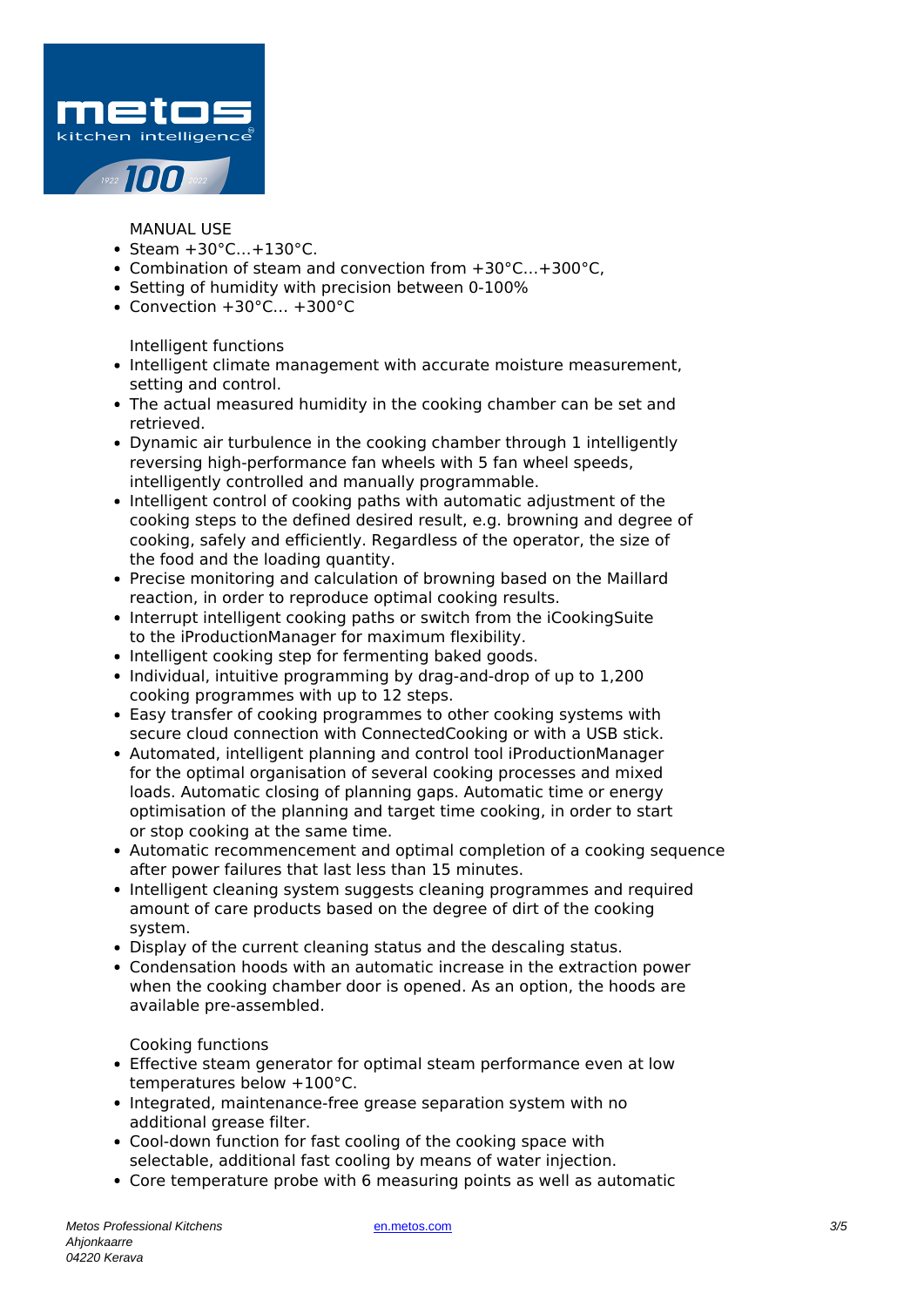MANUAL USE

- Steam +30°C…+130°C.
- Combination of steam and convection from +30°C…+300°C,
- Setting of humidity with precision between 0-100%
- Convection +30°C… +300°C

Intelligent functions

- Intelligent climate management with accurate moisture measurement, setting and control.
- The actual measured humidity in the cooking chamber can be set and retrieved.
- Dynamic air turbulence in the cooking chamber through 1 intelligently reversing high-performance fan wheels with 5 fan wheel speeds, intelligently controlled and manually programmable.
- Intelligent control of cooking paths with automatic adjustment of the cooking steps to the defined desired result, e.g. browning and degree of cooking, safely and efficiently. Regardless of the operator, the size of the food and the loading quantity.
- Precise monitoring and calculation of browning based on the Maillard reaction, in order to reproduce optimal cooking results.
- Interrupt intelligent cooking paths or switch from the iCookingSuite to the iProductionManager for maximum flexibility.
- Intelligent cooking step for fermenting baked goods.
- Individual, intuitive programming by drag-and-drop of up to 1,200 cooking programmes with up to 12 steps.
- Easy transfer of cooking programmes to other cooking systems with secure cloud connection with ConnectedCooking or with a USB stick.
- Automated, intelligent planning and control tool iProductionManager for the optimal organisation of several cooking processes and mixed loads. Automatic closing of planning gaps. Automatic time or energy optimisation of the planning and target time cooking, in order to start or stop cooking at the same time.
- Automatic recommencement and optimal completion of a cooking sequence after power failures that last less than 15 minutes.
- Intelligent cleaning system suggests cleaning programmes and required amount of care products based on the degree of dirt of the cooking system.
- Display of the current cleaning status and the descaling status.
- Condensation hoods with an automatic increase in the extraction power when the cooking chamber door is opened. As an option, the hoods are available pre-assembled.

Cooking functions

- Effective steam generator for optimal steam performance even at low temperatures below +100°C.
- Integrated, maintenance-free grease separation system with no additional grease filter.
- Cool-down function for fast cooling of the cooking space with selectable, additional fast cooling by means of water injection.
- Core temperature probe with 6 measuring points as well as automatic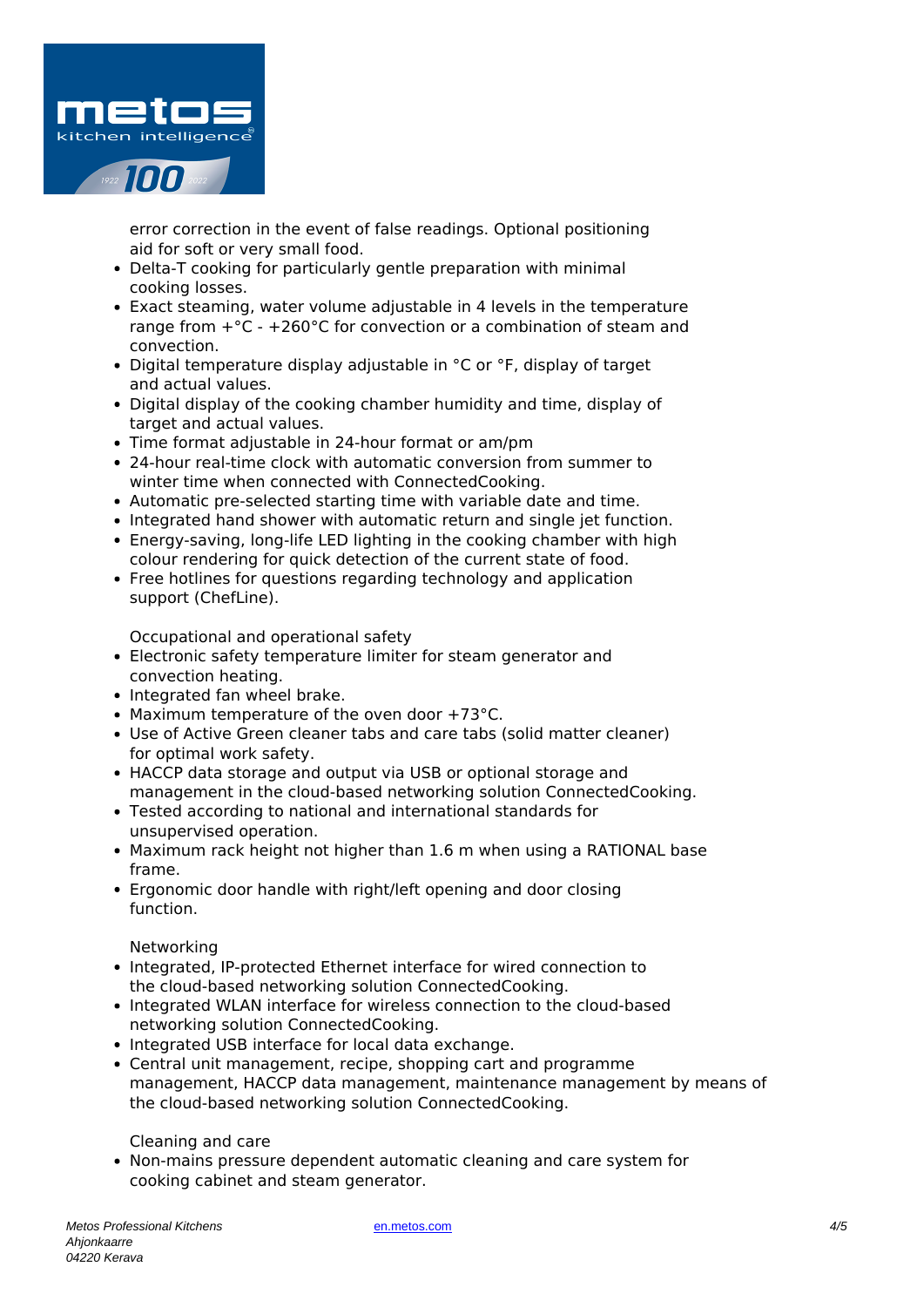error correction in the event of false readings. Optional positioning aid for soft or very small food.

- Delta-T cooking for particularly gentle preparation with minimal cooking losses.
- Exact steaming, water volume adjustable in 4 levels in the temperature range from +°C - +260°C for convection or a combination of steam and convection.
- Digital temperature display adjustable in °C or °F, display of target and actual values.
- Digital display of the cooking chamber humidity and time, display of target and actual values.
- Time format adjustable in 24-hour format or am/pm
- 24-hour real-time clock with automatic conversion from summer to winter time when connected with ConnectedCooking.
- Automatic pre-selected starting time with variable date and time.
- Integrated hand shower with automatic return and single jet function.
- Energy-saving, long-life LED lighting in the cooking chamber with high colour rendering for quick detection of the current state of food.
- Free hotlines for questions regarding technology and application support (ChefLine).

Occupational and operational safety

- Electronic safety temperature limiter for steam generator and convection heating.
- Integrated fan wheel brake.
- Maximum temperature of the oven door +73°C.
- Use of Active Green cleaner tabs and care tabs (solid matter cleaner) for optimal work safety.
- HACCP data storage and output via USB or optional storage and management in the cloud-based networking solution ConnectedCooking.
- Tested according to national and international standards for unsupervised operation.
- Maximum rack height not higher than 1.6 m when using a RATIONAL base frame.
- Ergonomic door handle with right/left opening and door closing function.

Networking

- Integrated, IP-protected Ethernet interface for wired connection to the cloud-based networking solution ConnectedCooking.
- Integrated WLAN interface for wireless connection to the cloud-based networking solution ConnectedCooking.
- Integrated USB interface for local data exchange.
- Central unit management, recipe, shopping cart and programme management, HACCP data management, maintenance management by means of the cloud-based networking solution ConnectedCooking.

Cleaning and care

- Non-mains pressure dependent automatic cleaning and care system for cooking cabinet and steam generator.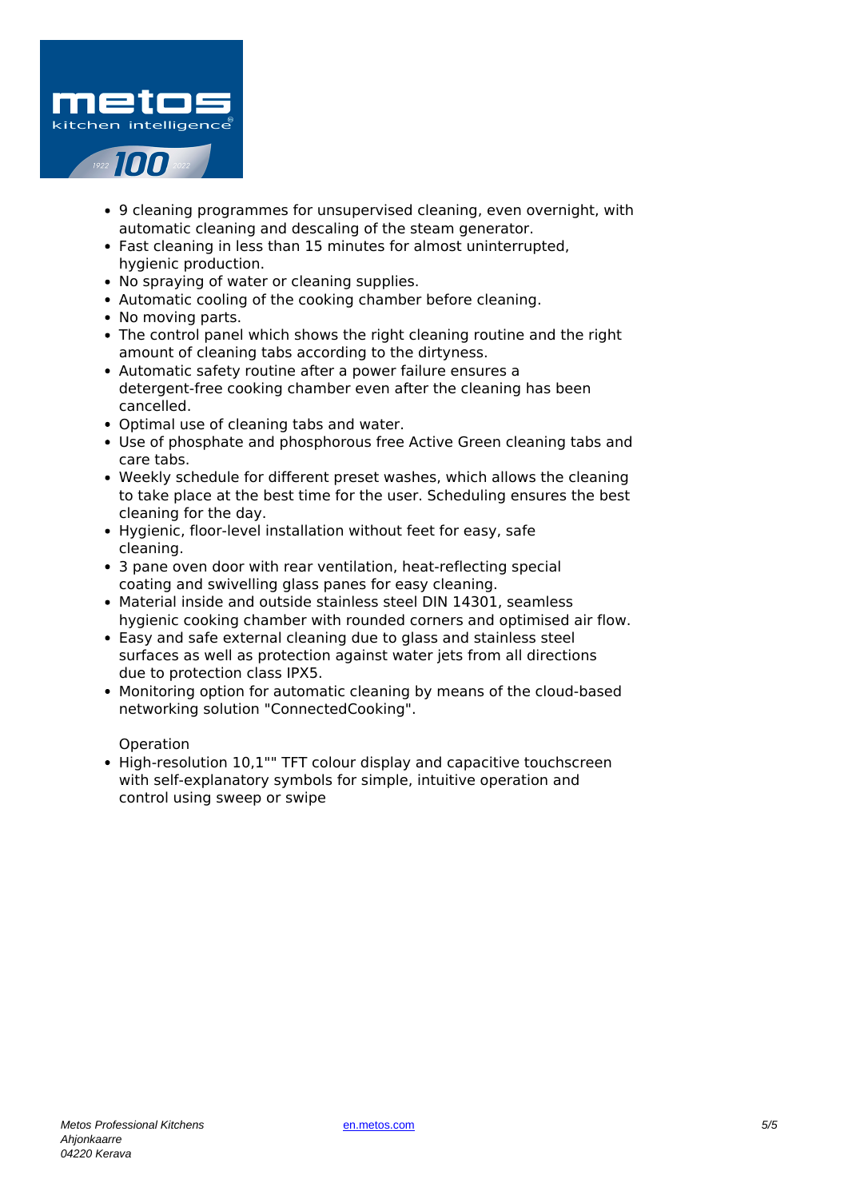- 9 cleaning programmes for unsupervised cleaning, even overnight, with automatic cleaning and descaling of the steam generator.
- Fast cleaning in less than 15 minutes for almost uninterrupted, hygienic production.
- No spraying of water or cleaning supplies.
- Automatic cooling of the cooking chamber before cleaning.
- No moving parts.
- The control panel which shows the right cleaning routine and the right amount of cleaning tabs according to the dirtyness.
- Automatic safety routine after a power failure ensures a detergent-free cooking chamber even after the cleaning has been cancelled.
- Optimal use of cleaning tabs and water.
- Use of phosphate and phosphorous free Active Green cleaning tabs and care tabs.
- Weekly schedule for different preset washes, which allows the cleaning to take place at the best time for the user. Scheduling ensures the best cleaning for the day.
- Hygienic, floor-level installation without feet for easy, safe cleaning.
- 3 pane oven door with rear ventilation, heat-reflecting special coating and swivelling glass panes for easy cleaning.
- Material inside and outside stainless steel DIN 14301, seamless hygienic cooking chamber with rounded corners and optimised air flow.
- Easy and safe external cleaning due to glass and stainless steel surfaces as well as protection against water jets from all directions due to protection class IPX5.
- Monitoring option for automatic cleaning by means of the cloud-based networking solution "ConnectedCooking".

Operation

- High-resolution 10,1"" TFT colour display and capacitive touchscreen with self-explanatory symbols for simple, intuitive operation and control using sweep or swipe